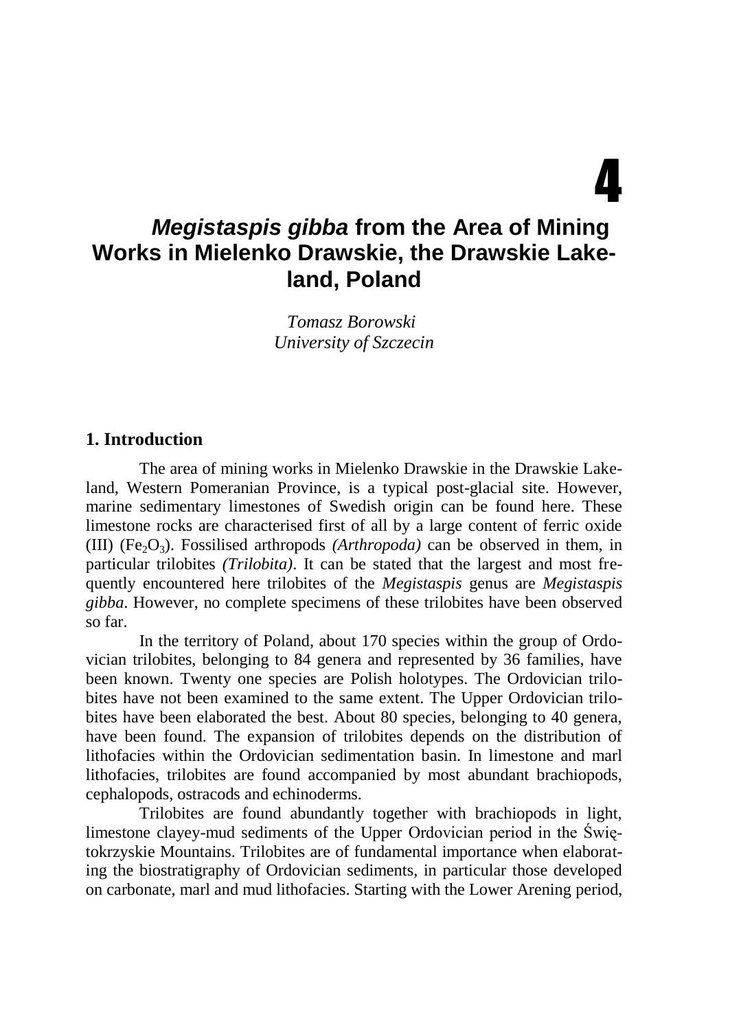4

# *Megistaspis gibba* from the Area of Mining Works in Mielenko Drawskie, the Drawskie Lakeland, Poland

*Tomasz Borowski*
*University of Szczecin*

## 1. Introduction

The area of mining works in Mielenko Drawskie in the Drawskie Lakeland, Western Pomeranian Province, is a typical post-glacial site. However, marine sedimentary limestones of Swedish origin can be found here. These limestone rocks are characterised first of all by a large content of ferric oxide (III) ($Fe_2O_3$). Fossilised arthropods *(Arthropoda)* can be observed in them, in particular trilobites *(Trilobita)*. It can be stated that the largest and most frequently encountered here trilobites of the *Megistaspis* genus are *Megistaspis gibba*. However, no complete specimens of these trilobites have been observed so far.

In the territory of Poland, about 170 species within the group of Ordovician trilobites, belonging to 84 genera and represented by 36 families, have been known. Twenty one species are Polish holotypes. The Ordovician trilobites have not been examined to the same extent. The Upper Ordovician trilobites have been elaborated the best. About 80 species, belonging to 40 genera, have been found. The expansion of trilobites depends on the distribution of lithofacies within the Ordovician sedimentation basin. In limestone and marl lithofacies, trilobites are found accompanied by most abundant brachiopods, cephalopods, ostracods and echinoderms.

Trilobites are found abundantly together with brachiopods in light, limestone clayey-mud sediments of the Upper Ordovician period in the Świętokrzyskie Mountains. Trilobites are of fundamental importance when elaborating the biostratigraphy of Ordovician sediments, in particular those developed on carbonate, marl and mud lithofacies. Starting with the Lower Arening period,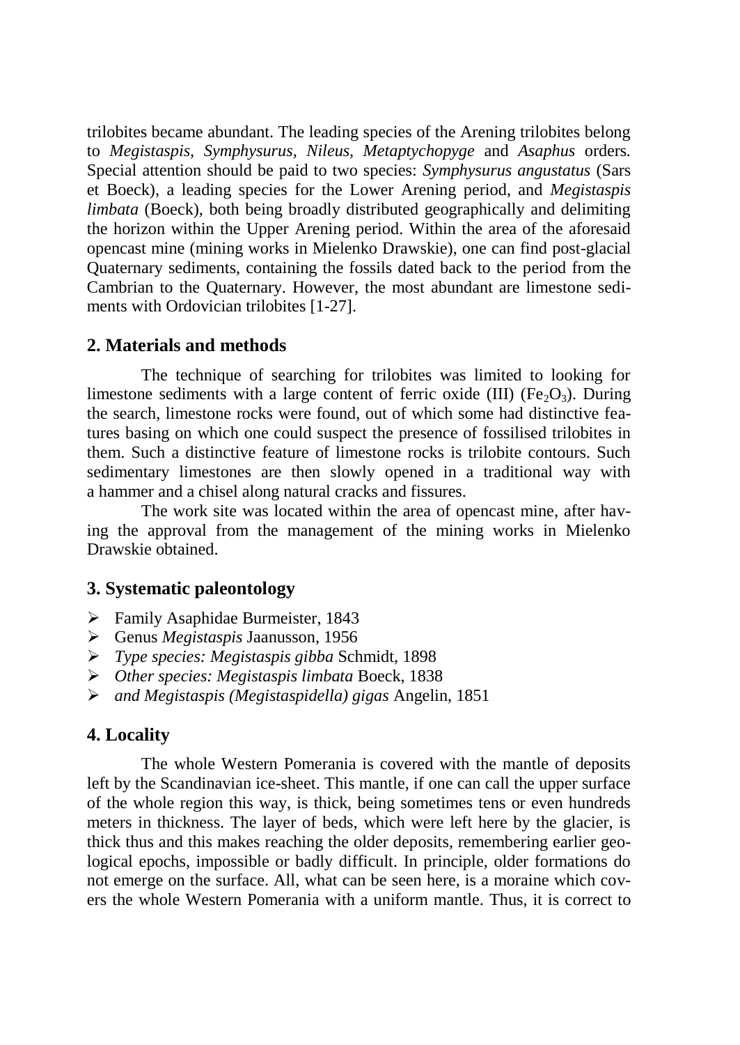trilobites became abundant. The leading species of the Arening trilobites belong to *Megistaspis*, *Symphysurus*, *Nileus*, *Metaptychopyge* and *Asaphus* orders. Special attention should be paid to two species: *Symphysurus angustatus* (Sars et Boeck), a leading species for the Lower Arening period, and *Megistaspis limbata* (Boeck), both being broadly distributed geographically and delimiting the horizon within the Upper Arening period. Within the area of the aforesaid opencast mine (mining works in Mielenko Drawskie), one can find post-glacial Quaternary sediments, containing the fossils dated back to the period from the Cambrian to the Quaternary. However, the most abundant are limestone sediments with Ordovician trilobites [1-27].

## 2. Materials and methods

The technique of searching for trilobites was limited to looking for limestone sediments with a large content of ferric oxide (III) ($Fe_2O_3$). During the search, limestone rocks were found, out of which some had distinctive features basing on which one could suspect the presence of fossilised trilobites in them. Such a distinctive feature of limestone rocks is trilobite contours. Such sedimentary limestones are then slowly opened in a traditional way with a hammer and a chisel along natural cracks and fissures.

The work site was located within the area of opencast mine, after having the approval from the management of the mining works in Mielenko Drawskie obtained.

## 3. Systematic paleontology

- Family Asaphidae Burmeister, 1843
- Genus *Megistaspis* Jaanusson, 1956
- *Type species: Megistaspis gibba* Schmidt, 1898
- *Other species: Megistaspis limbata* Boeck, 1838
- *and Megistaspis (Megistaspidella) gigas* Angelin, 1851

## 4. Locality

The whole Western Pomerania is covered with the mantle of deposits left by the Scandinavian ice-sheet. This mantle, if one can call the upper surface of the whole region this way, is thick, being sometimes tens or even hundreds meters in thickness. The layer of beds, which were left here by the glacier, is thick thus and this makes reaching the older deposits, remembering earlier geological epochs, impossible or badly difficult. In principle, older formations do not emerge on the surface. All, what can be seen here, is a moraine which covers the whole Western Pomerania with a uniform mantle. Thus, it is correct to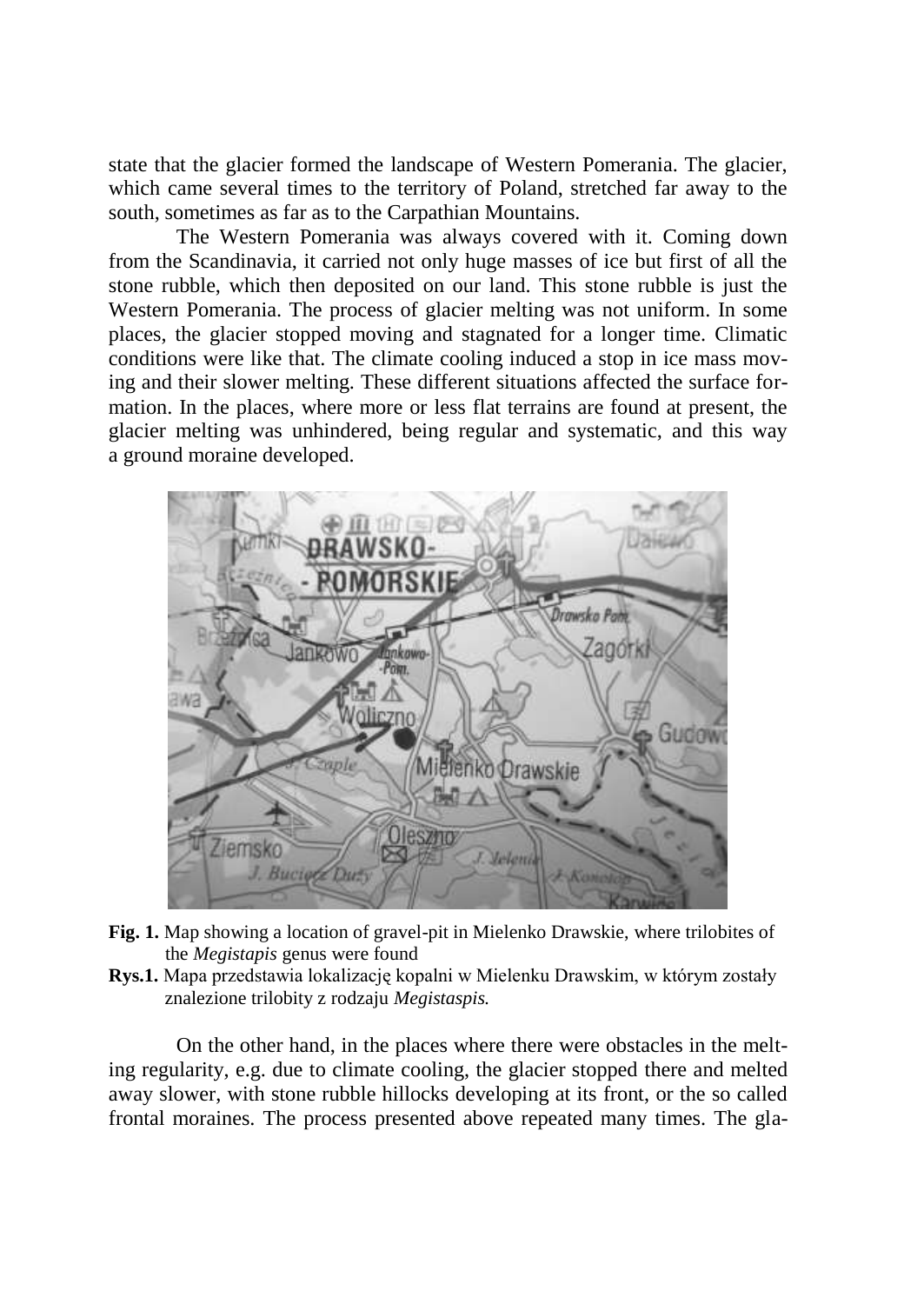state that the glacier formed the landscape of Western Pomerania. The glacier, which came several times to the territory of Poland, stretched far away to the south, sometimes as far as to the Carpathian Mountains.

The Western Pomerania was always covered with it. Coming down from the Scandinavia, it carried not only huge masses of ice but first of all the stone rubble, which then deposited on our land. This stone rubble is just the Western Pomerania. The process of glacier melting was not uniform. In some places, the glacier stopped moving and stagnated for a longer time. Climatic conditions were like that. The climate cooling induced a stop in ice mass moving and their slower melting. These different situations affected the surface formation. In the places, where more or less flat terrains are found at present, the glacier melting was unhindered, being regular and systematic, and this way a ground moraine developed.

**Fig. 1.** Map showing a location of gravel-pit in Mielenko Drawskie, where trilobites of the *Megistapis* genus were found

**Rys.1.** Mapa przedstawia lokalizację kopalni w Mielenku Drawskim, w którym zostały znalezione trilobity z rodzaju *Megistaspis.*

On the other hand, in the places where there were obstacles in the melting regularity, e.g. due to climate cooling, the glacier stopped there and melted away slower, with stone rubble hillocks developing at its front, or the so called frontal moraines. The process presented above repeated many times. The gla-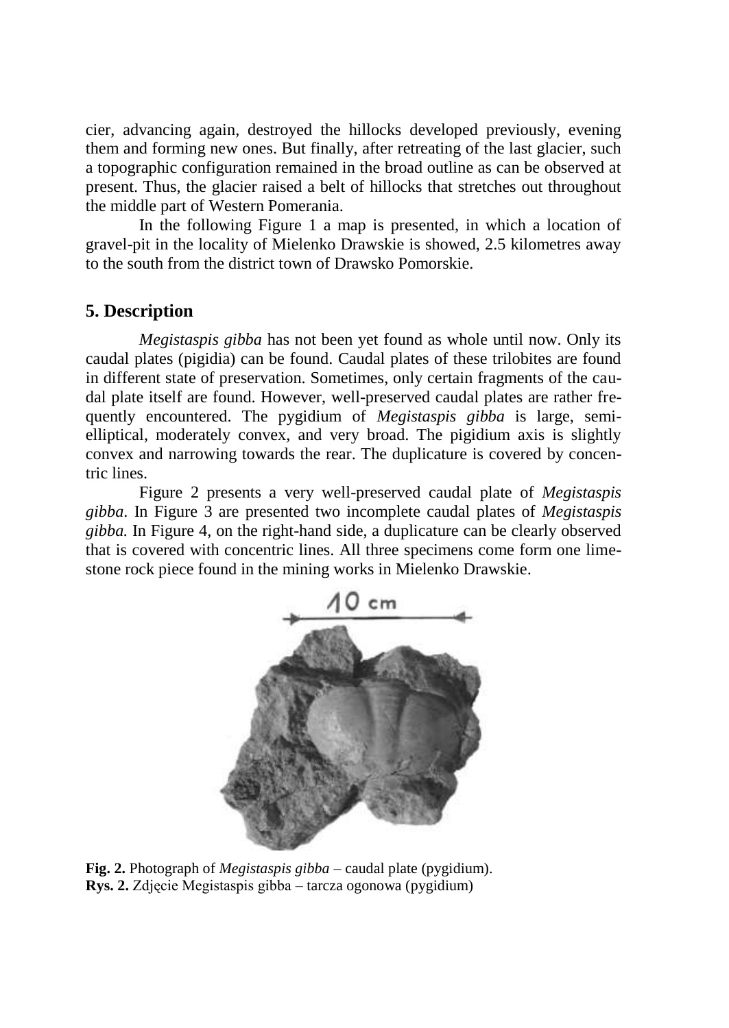cier, advancing again, destroyed the hillocks developed previously, evening them and forming new ones. But finally, after retreating of the last glacier, such a topographic configuration remained in the broad outline as can be observed at present. Thus, the glacier raised a belt of hillocks that stretches out throughout the middle part of Western Pomerania.

In the following Figure 1 a map is presented, in which a location of gravel-pit in the locality of Mielenko Drawskie is showed, 2.5 kilometres away to the south from the district town of Drawsko Pomorskie.

## 5. Description

*Megistaspis gibba* has not been yet found as whole until now. Only its caudal plates (pigidia) can be found. Caudal plates of these trilobites are found in different state of preservation. Sometimes, only certain fragments of the caudal plate itself are found. However, well-preserved caudal plates are rather frequently encountered. The pygidium of *Megistaspis gibba* is large, semi-elliptical, moderately convex, and very broad. The pigidium axis is slightly convex and narrowing towards the rear. The duplicature is covered by concentric lines.

Figure 2 presents a very well-preserved caudal plate of *Megistaspis gibba*. In Figure 3 are presented two incomplete caudal plates of *Megistaspis gibba.* In Figure 4, on the right-hand side, a duplicature can be clearly observed that is covered with concentric lines. All three specimens come form one limestone rock piece found in the mining works in Mielenko Drawskie.

**Fig. 2.** Photograph of *Megistaspis gibba* – caudal plate (pygidium).
**Rys. 2.** Zdjęcie Megistaspis gibba – tarcza ogonowa (pygidium)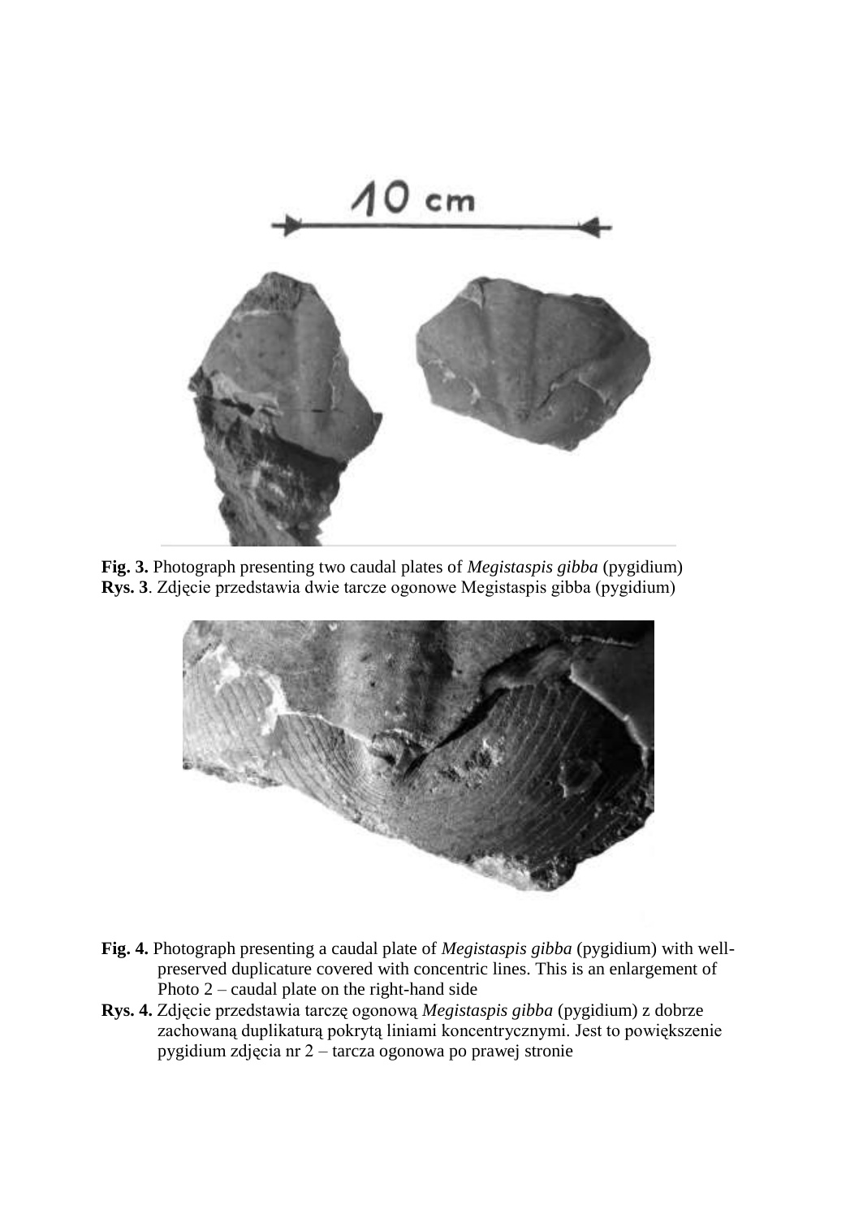**Fig. 3.** Photograph presenting two caudal plates of *Megistaspis gibba* (pygidium)
**Rys. 3**. Zdjęcie przedstawia dwie tarcze ogonowe Megistaspis gibba (pygidium)

**Fig. 4.** Photograph presenting a caudal plate of *Megistaspis gibba* (pygidium) with well-preserved duplicature covered with concentric lines. This is an enlargement of Photo 2 – caudal plate on the right-hand side
**Rys. 4.** Zdjęcie przedstawia tarczę ogonową *Megistaspis gibba* (pygidium) z dobrze zachowaną duplikaturą pokrytą liniami koncentrycznymi. Jest to powiększenie pygidium zdjęcia nr 2 – tarcza ogonowa po prawej stronie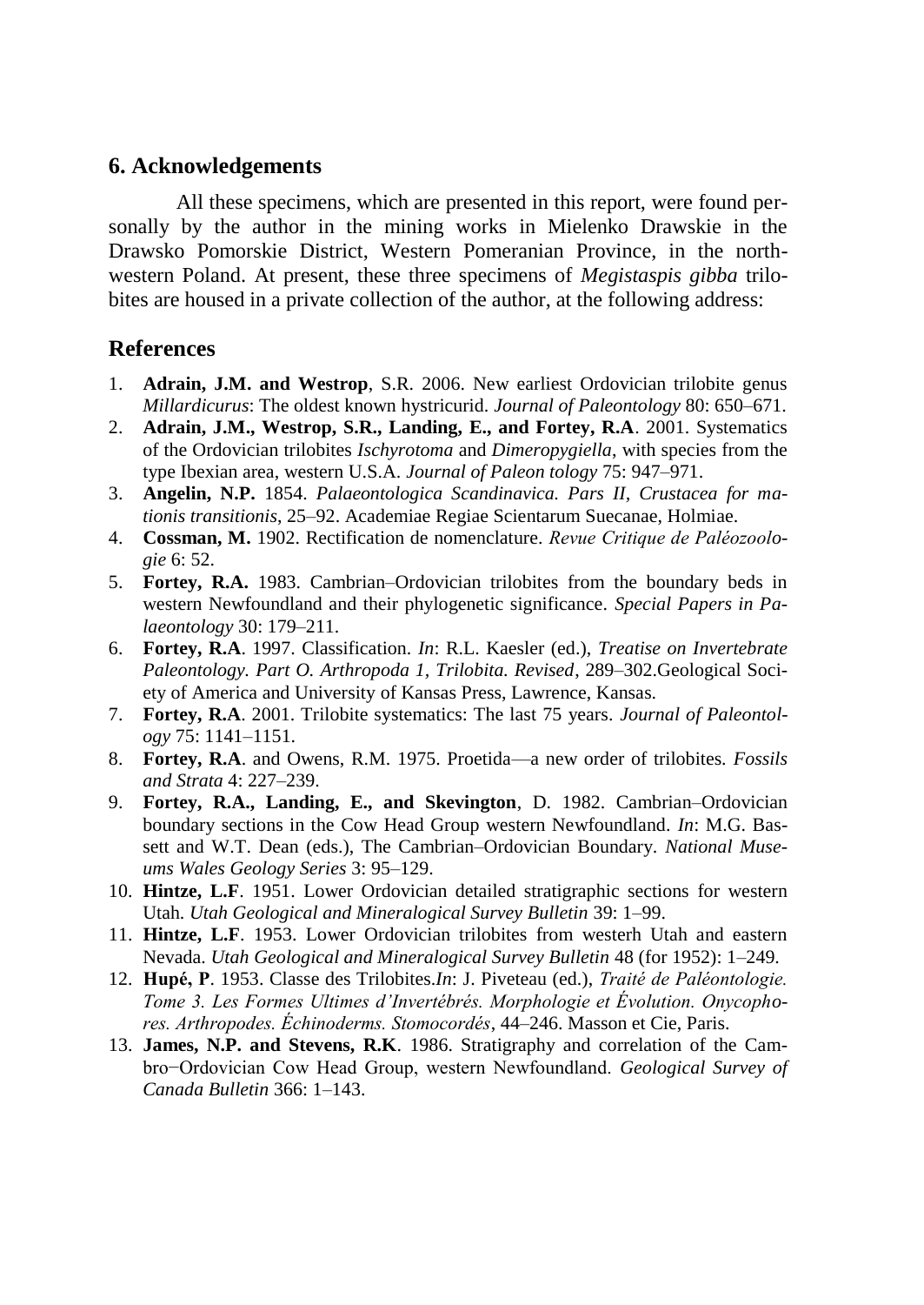## 6. Acknowledgements

All these specimens, which are presented in this report, were found personally by the author in the mining works in Mielenko Drawskie in the Drawsko Pomorskie District, Western Pomeranian Province, in the north-western Poland. At present, these three specimens of *Megistaspis gibba* trilobites are housed in a private collection of the author, at the following address:

## References

1. **Adrain, J.M. and Westrop**, S.R. 2006. New earliest Ordovician trilobite genus *Millardicurus*: The oldest known hystricurid. *Journal of Paleontology* 80: 650–671.
2. **Adrain, J.M., Westrop, S.R., Landing, E., and Fortey, R.A**. 2001. Systematics of the Ordovician trilobites *Ischyrotoma* and *Dimeropygiella*, with species from the type Ibexian area, western U.S.A. *Journal of Paleon tology* 75: 947–971.
3. **Angelin, N.P.** 1854. *Palaeontologica Scandinavica. Pars II, Crustacea for mationis transitionis*, 25–92. Academiae Regiae Scientarum Suecanae, Holmiae.
4. **Cossman, M.** 1902. Rectification de nomenclature. *Revue Critique de Paléozoologie* 6: 52.
5. **Fortey, R.A.** 1983. Cambrian–Ordovician trilobites from the boundary beds in western Newfoundland and their phylogenetic significance. *Special Papers in Palaeontology* 30: 179–211.
6. **Fortey, R.A**. 1997. Classification. *In*: R.L. Kaesler (ed.), *Treatise on Invertebrate Paleontology. Part O. Arthropoda 1, Trilobita. Revised*, 289–302.Geological Society of America and University of Kansas Press, Lawrence, Kansas.
7. **Fortey, R.A**. 2001. Trilobite systematics: The last 75 years. *Journal of Paleontology* 75: 1141–1151.
8. **Fortey, R.A**. and Owens, R.M. 1975. Proetida—a new order of trilobites. *Fossils and Strata* 4: 227–239.
9. **Fortey, R.A., Landing, E., and Skevington**, D. 1982. Cambrian–Ordovician boundary sections in the Cow Head Group western Newfoundland. *In*: M.G. Bassett and W.T. Dean (eds.), The Cambrian–Ordovician Boundary. *National Museums Wales Geology Series* 3: 95–129.
10. **Hintze, L.F**. 1951. Lower Ordovician detailed stratigraphic sections for western Utah. *Utah Geological and Mineralogical Survey Bulletin* 39: 1–99.
11. **Hintze, L.F**. 1953. Lower Ordovician trilobites from westerh Utah and eastern Nevada. *Utah Geological and Mineralogical Survey Bulletin* 48 (for 1952): 1–249.
12. **Hupé, P**. 1953. Classe des Trilobites.*In*: J. Piveteau (ed.), *Traité de Paléontologie. Tome 3. Les Formes Ultimes d'Invertébrés. Morphologie et Évolution. Onycophores. Arthropodes. Échinoderms. Stomocordés*, 44–246. Masson et Cie, Paris.
13. **James, N.P. and Stevens, R.K**. 1986. Stratigraphy and correlation of the Cambro−Ordovician Cow Head Group, western Newfoundland. *Geological Survey of Canada Bulletin* 366: 1–143.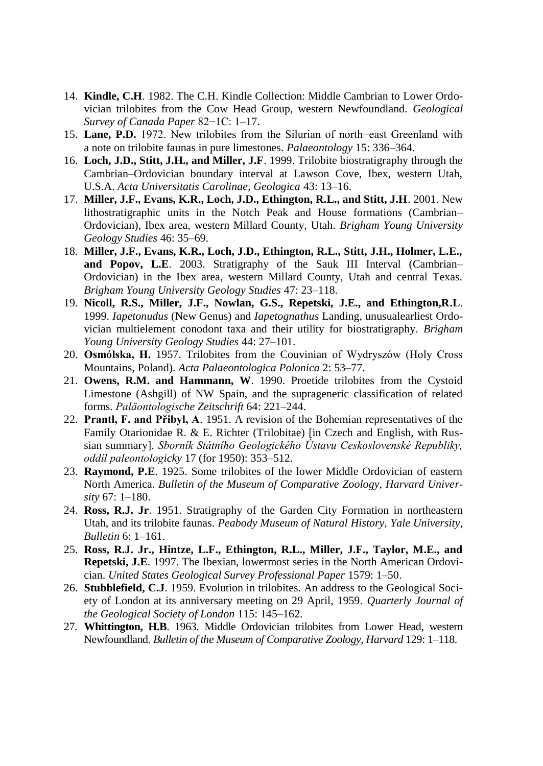14. **Kindle, C.H**. 1982. The C.H. Kindle Collection: Middle Cambrian to Lower Ordovician trilobites from the Cow Head Group, western Newfoundland. *Geological Survey of Canada Paper* 82−1C: 1–17.
15. **Lane, P.D.** 1972. New trilobites from the Silurian of north−east Greenland with a note on trilobite faunas in pure limestones. *Palaeontology* 15: 336–364.
16. **Loch, J.D., Stitt, J.H., and Miller, J.F**. 1999. Trilobite biostratigraphy through the Cambrian–Ordovician boundary interval at Lawson Cove, Ibex, western Utah, U.S.A. *Acta Universitatis Carolinae, Geologica* 43: 13–16.
17. **Miller, J.F., Evans, K.R., Loch, J.D., Ethington, R.L., and Stitt, J.H**. 2001. New lithostratigraphic units in the Notch Peak and House formations (Cambrian–Ordovician), Ibex area, western Millard County, Utah. *Brigham Young University Geology Studies* 46: 35–69.
18. **Miller, J.F., Evans, K.R., Loch, J.D., Ethington, R.L., Stitt, J.H., Holmer, L.E., and Popov, L.E**. 2003. Stratigraphy of the Sauk III Interval (Cambrian–Ordovician) in the Ibex area, western Millard County, Utah and central Texas. *Brigham Young University Geology Studies* 47: 23–118.
19. **Nicoll, R.S., Miller, J.F., Nowlan, G.S., Repetski, J.E., and Ethington,R.L**. 1999. *Iapetonudus* (New Genus) and *Iapetognathus* Landing, unusualearliest Ordovician multielement conodont taxa and their utility for biostratigraphy. *Brigham Young University Geology Studies* 44: 27–101.
20. **Osmólska, H.** 1957. Trilobites from the Couvinian of Wydryszów (Holy Cross Mountains, Poland). *Acta Palaeontologica Polonica* 2: 53–77.
21. **Owens, R.M. and Hammann, W**. 1990. Proetide trilobites from the Cystoid Limestone (Ashgill) of NW Spain, and the suprageneric classification of related forms. *Paläontologische Zeitschrift* 64: 221–244.
22. **Prantl, F. and Přibyl, A**. 1951. A revision of the Bohemian representatives of the Family Otarionidae R. & E. Richter (Trilobitae) [in Czech and English, with Russian summary]. *Sborník Státního Geologického Ústavu Ceskoslovenské Republiky, oddíl paleontologicky* 17 (for 1950): 353–512.
23. **Raymond, P.E**. 1925. Some trilobites of the lower Middle Ordovician of eastern North America. *Bulletin of the Museum of Comparative Zoology, Harvard University* 67: 1–180.
24. **Ross, R.J. Jr**. 1951. Stratigraphy of the Garden City Formation in northeastern Utah, and its trilobite faunas. *Peabody Museum of Natural History, Yale University, Bulletin* 6: 1–161.
25. **Ross, R.J. Jr., Hintze, L.F., Ethington, R.L., Miller, J.F., Taylor, M.E., and Repetski, J.E**. 1997. The Ibexian, lowermost series in the North American Ordovician. *United States Geological Survey Professional Paper* 1579: 1–50.
26. **Stubblefield, C.J**. 1959. Evolution in trilobites. An address to the Geological Society of London at its anniversary meeting on 29 April, 1959. *Quarterly Journal of the Geological Society of London* 115: 145–162.
27. **Whittington, H.B**. 1963. Middle Ordovician trilobites from Lower Head, western Newfoundland. *Bulletin of the Museum of Comparative Zoology, Harvard* 129: 1–118.